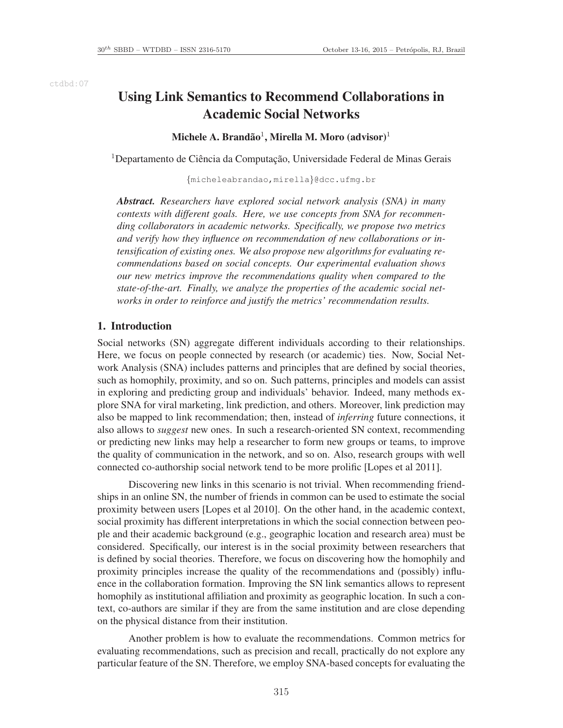# Using Link Semantics to Recommend Collaborations in Academic Social Networks

**Michele A. Brandão[1], Mirella M. Moro (advisor)[1]**

[1]Departamento de Ciência da Computação, Universidade Federal de Minas Gerais

{micheleabrandao,mirella}@dcc.ufmg.br

***Abstract.*** *Researchers have explored social network analysis (SNA) in many contexts with different goals. Here, we use concepts from SNA for recommending collaborators in academic networks. Specifically, we propose two metrics and verify how they influence on recommendation of new collaborations or intensification of existing ones. We also propose new algorithms for evaluating recommendations based on social concepts. Our experimental evaluation shows our new metrics improve the recommendations quality when compared to the state-of-the-art. Finally, we analyze the properties of the academic social networks in order to reinforce and justify the metrics' recommendation results.*

## 1. Introduction

Social networks (SN) aggregate different individuals according to their relationships. Here, we focus on people connected by research (or academic) ties. Now, Social Network Analysis (SNA) includes patterns and principles that are defined by social theories, such as homophily, proximity, and so on. Such patterns, principles and models can assist in exploring and predicting group and individuals' behavior. Indeed, many methods explore SNA for viral marketing, link prediction, and others. Moreover, link prediction may also be mapped to link recommendation; then, instead of *inferring* future connections, it also allows to *suggest* new ones. In such a research-oriented SN context, recommending or predicting new links may help a researcher to form new groups or teams, to improve the quality of communication in the network, and so on. Also, research groups with well connected co-authorship social network tend to be more prolific [Lopes et al 2011].

Discovering new links in this scenario is not trivial. When recommending friendships in an online SN, the number of friends in common can be used to estimate the social proximity between users [Lopes et al 2010]. On the other hand, in the academic context, social proximity has different interpretations in which the social connection between people and their academic background (e.g., geographic location and research area) must be considered. Specifically, our interest is in the social proximity between researchers that is defined by social theories. Therefore, we focus on discovering how the homophily and proximity principles increase the quality of the recommendations and (possibly) influence in the collaboration formation. Improving the SN link semantics allows to represent homophily as institutional affiliation and proximity as geographic location. In such a context, co-authors are similar if they are from the same institution and are close depending on the physical distance from their institution.

Another problem is how to evaluate the recommendations. Common metrics for evaluating recommendations, such as precision and recall, practically do not explore any particular feature of the SN. Therefore, we employ SNA-based concepts for evaluating the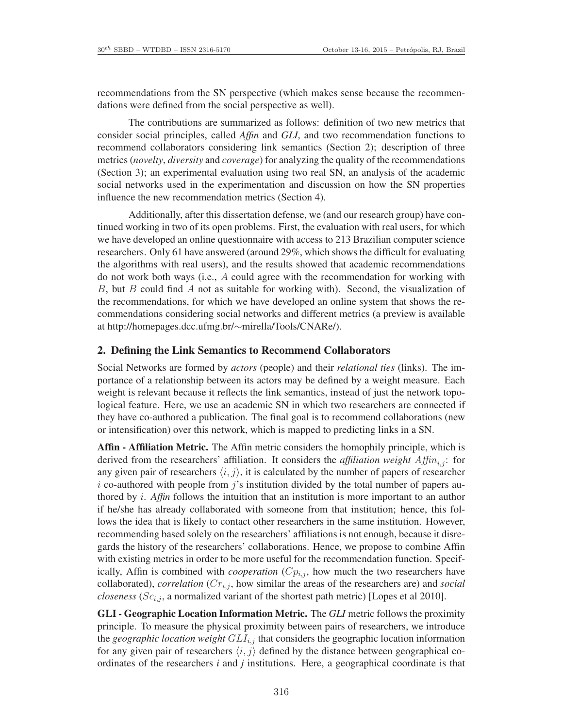recommendations from the SN perspective (which makes sense because the recommendations were defined from the social perspective as well).

The contributions are summarized as follows: definition of two new metrics that consider social principles, called *Affin* and *GLI*, and two recommendation functions to recommend collaborators considering link semantics (Section 2); description of three metrics (*novelty*, *diversity* and *coverage*) for analyzing the quality of the recommendations (Section 3); an experimental evaluation using two real SN, an analysis of the academic social networks used in the experimentation and discussion on how the SN properties influence the new recommendation metrics (Section 4).

Additionally, after this dissertation defense, we (and our research group) have continued working in two of its open problems. First, the evaluation with real users, for which we have developed an online questionnaire with access to 213 Brazilian computer science researchers. Only 61 have answered (around 29%, which shows the difficult for evaluating the algorithms with real users), and the results showed that academic recommendations do not work both ways (i.e., $A$ could agree with the recommendation for working with $B$, but $B$ could find $A$ not as suitable for working with). Second, the visualization of the recommendations, for which we have developed an online system that shows the recommendations considering social networks and different metrics (a preview is available at http://homepages.dcc.ufmg.br/∼mirella/Tools/CNARe/).

## 2. Defining the Link Semantics to Recommend Collaborators

Social Networks are formed by *actors* (people) and their *relational ties* (links). The importance of a relationship between its actors may be defined by a weight measure. Each weight is relevant because it reflects the link semantics, instead of just the network topological feature. Here, we use an academic SN in which two researchers are connected if they have co-authored a publication. The final goal is to recommend collaborations (new or intensification) over this network, which is mapped to predicting links in a SN.

**Affin - Affiliation Metric.** The Affin metric considers the homophily principle, which is derived from the researchers' affiliation. It considers the *affiliation weight* $Affin_{i,j}$: for any given pair of researchers $\langle i, j \rangle$, it is calculated by the number of papers of researcher $i$ co-authored with people from $j$'s institution divided by the total number of papers authored by $i$. *Affin* follows the intuition that an institution is more important to an author if he/she has already collaborated with someone from that institution; hence, this follows the idea that is likely to contact other researchers in the same institution. However, recommending based solely on the researchers' affiliations is not enough, because it disregards the history of the researchers' collaborations. Hence, we propose to combine Affin with existing metrics in order to be more useful for the recommendation function. Specifically, Affin is combined with *cooperation* ($Cp_{i,j}$, how much the two researchers have collaborated), *correlation* ($Cr_{i,j}$, how similar the areas of the researchers are) and *social closeness* ($Sc_{i,j}$, a normalized variant of the shortest path metric) [Lopes et al 2010].

**GLI - Geographic Location Information Metric.** The *GLI* metric follows the proximity principle. To measure the physical proximity between pairs of researchers, we introduce the *geographic location weight* $GLI_{i,j}$ that considers the geographic location information for any given pair of researchers $\langle i, j \rangle$ defined by the distance between geographical coordinates of the researchers *i* and *j* institutions. Here, a geographical coordinate is that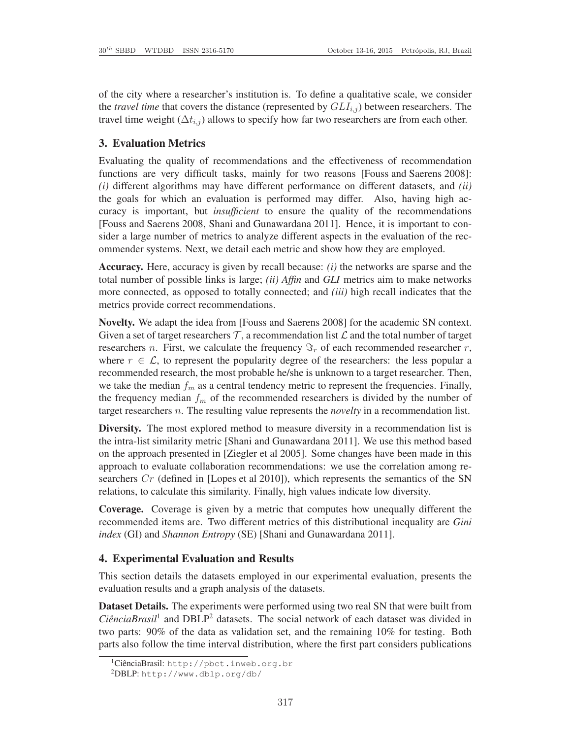of the city where a researcher's institution is. To define a qualitative scale, we consider the *travel time* that covers the distance (represented by $GLI_{i,j}$) between researchers. The travel time weight ($\Delta t_{i,j}$) allows to specify how far two researchers are from each other.

## 3. Evaluation Metrics

Evaluating the quality of recommendations and the effectiveness of recommendation functions are very difficult tasks, mainly for two reasons [Fouss and Saerens 2008]: *(i)* different algorithms may have different performance on different datasets, and *(ii)* the goals for which an evaluation is performed may differ. Also, having high accuracy is important, but *insufficient* to ensure the quality of the recommendations [Fouss and Saerens 2008, Shani and Gunawardana 2011]. Hence, it is important to consider a large number of metrics to analyze different aspects in the evaluation of the recommender systems. Next, we detail each metric and show how they are employed.

**Accuracy.** Here, accuracy is given by recall because: *(i)* the networks are sparse and the total number of possible links is large; *(ii) Affin* and *GLI* metrics aim to make networks more connected, as opposed to totally connected; and *(iii)* high recall indicates that the metrics provide correct recommendations.

**Novelty.** We adapt the idea from [Fouss and Saerens 2008] for the academic SN context. Given a set of target researchers $\mathcal{T}$, a recommendation list $\mathcal{L}$ and the total number of target researchers $n$. First, we calculate the frequency $\Im_r$ of each recommended researcher $r$, where $r \in \mathcal{L}$, to represent the popularity degree of the researchers: the less popular a recommended research, the most probable he/she is unknown to a target researcher. Then, we take the median $f_m$ as a central tendency metric to represent the frequencies. Finally, the frequency median $f_m$ of the recommended researchers is divided by the number of target researchers $n$. The resulting value represents the *novelty* in a recommendation list.

**Diversity.** The most explored method to measure diversity in a recommendation list is the intra-list similarity metric [Shani and Gunawardana 2011]. We use this method based on the approach presented in [Ziegler et al 2005]. Some changes have been made in this approach to evaluate collaboration recommendations: we use the correlation among researchers $Cr$ (defined in [Lopes et al 2010]), which represents the semantics of the SN relations, to calculate this similarity. Finally, high values indicate low diversity.

**Coverage.** Coverage is given by a metric that computes how unequally different the recommended items are. Two different metrics of this distributional inequality are *Gini index* (GI) and *Shannon Entropy* (SE) [Shani and Gunawardana 2011].

## 4. Experimental Evaluation and Results

This section details the datasets employed in our experimental evaluation, presents the evaluation results and a graph analysis of the datasets.

**Dataset Details.** The experiments were performed using two real SN that were built from *CiênciaBrasil*[1] and DBLP[2] datasets. The social network of each dataset was divided in two parts: 90% of the data as validation set, and the remaining 10% for testing. Both parts also follow the time interval distribution, where the first part considers publications

[1] CiênciaBrasil: http://pbct.inweb.org.br

[2] DBLP: http://www.dblp.org/db/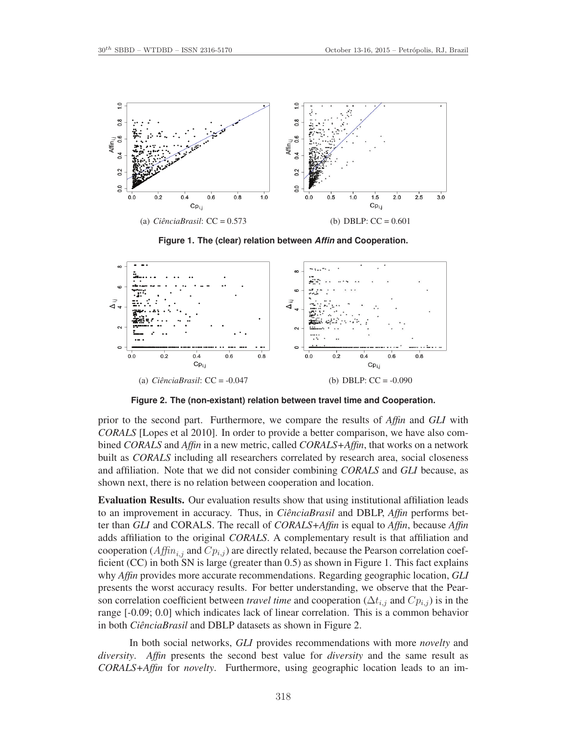(a) *CiênciaBrasil*: CC = 0.573

(b) DBLP: CC = 0.601

**Figure 1. The (clear) relation between *Affin* and Cooperation.**

(a) *CiênciaBrasil*: CC = -0.047

(b) DBLP: CC = -0.090

**Figure 2. The (non-existant) relation between travel time and Cooperation.**

prior to the second part. Furthermore, we compare the results of *Affin* and *GLI* with *CORALS* [Lopes et al 2010]. In order to provide a better comparison, we have also combined *CORALS* and *Affin* in a new metric, called *CORALS+Affin*, that works on a network built as *CORALS* including all researchers correlated by research area, social closeness and affiliation. Note that we did not consider combining *CORALS* and *GLI* because, as shown next, there is no relation between cooperation and location.

**Evaluation Results.** Our evaluation results show that using institutional affiliation leads to an improvement in accuracy. Thus, in *CiênciaBrasil* and DBLP, *Affin* performs better than *GLI* and CORALS. The recall of *CORALS+Affin* is equal to *Affin*, because *Affin* adds affiliation to the original *CORALS*. A complementary result is that affiliation and cooperation ($Affin_{i,j}$ and $Cp_{i,j}$) are directly related, because the Pearson correlation coefficient (CC) in both SN is large (greater than 0.5) as shown in Figure 1. This fact explains why *Affin* provides more accurate recommendations. Regarding geographic location, *GLI* presents the worst accuracy results. For better understanding, we observe that the Pearson correlation coefficient between *travel time* and cooperation ($\Delta t_{i,j}$ and $Cp_{i,j}$) is in the range [-0.09; 0.0] which indicates lack of linear correlation. This is a common behavior in both *CiênciaBrasil* and DBLP datasets as shown in Figure 2.

In both social networks, *GLI* provides recommendations with more *novelty* and *diversity*. *Affin* presents the second best value for *diversity* and the same result as *CORALS+Affin* for *novelty*. Furthermore, using geographic location leads to an im-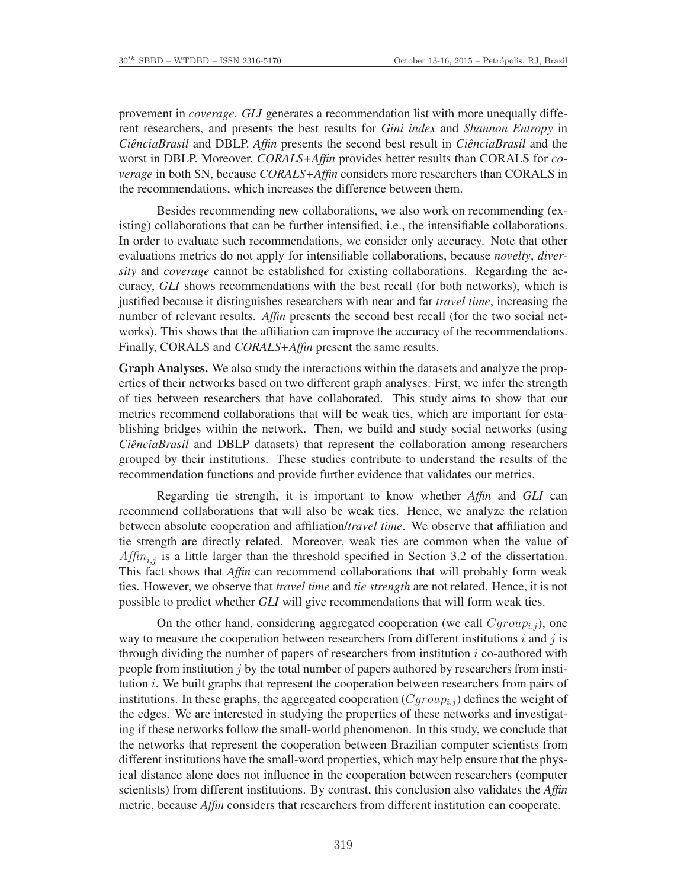provement in *coverage*. *GLI* generates a recommendation list with more unequally different researchers, and presents the best results for *Gini index* and *Shannon Entropy* in *CiênciaBrasil* and DBLP. *Affin* presents the second best result in *CiênciaBrasil* and the worst in DBLP. Moreover, *CORALS+Affin* provides better results than CORALS for *coverage* in both SN, because *CORALS+Affin* considers more researchers than CORALS in the recommendations, which increases the difference between them.

Besides recommending new collaborations, we also work on recommending (existing) collaborations that can be further intensified, i.e., the intensifiable collaborations. In order to evaluate such recommendations, we consider only accuracy. Note that other evaluations metrics do not apply for intensifiable collaborations, because *novelty*, *diversity* and *coverage* cannot be established for existing collaborations. Regarding the accuracy, *GLI* shows recommendations with the best recall (for both networks), which is justified because it distinguishes researchers with near and far *travel time*, increasing the number of relevant results. *Affin* presents the second best recall (for the two social networks). This shows that the affiliation can improve the accuracy of the recommendations. Finally, CORALS and *CORALS+Affin* present the same results.

**Graph Analyses.** We also study the interactions within the datasets and analyze the properties of their networks based on two different graph analyses. First, we infer the strength of ties between researchers that have collaborated. This study aims to show that our metrics recommend collaborations that will be weak ties, which are important for establishing bridges within the network. Then, we build and study social networks (using *CiênciaBrasil* and DBLP datasets) that represent the collaboration among researchers grouped by their institutions. These studies contribute to understand the results of the recommendation functions and provide further evidence that validates our metrics.

Regarding tie strength, it is important to know whether *Affin* and *GLI* can recommend collaborations that will also be weak ties. Hence, we analyze the relation between absolute cooperation and affiliation/*travel time*. We observe that affiliation and tie strength are directly related. Moreover, weak ties are common when the value of $Affin_{i,j}$ is a little larger than the threshold specified in Section 3.2 of the dissertation. This fact shows that *Affin* can recommend collaborations that will probably form weak ties. However, we observe that *travel time* and *tie strength* are not related. Hence, it is not possible to predict whether *GLI* will give recommendations that will form weak ties.

On the other hand, considering aggregated cooperation (we call $Cgroup_{i,j}$), one way to measure the cooperation between researchers from different institutions $i$ and $j$ is through dividing the number of papers of researchers from institution $i$ co-authored with people from institution $j$ by the total number of papers authored by researchers from institution $i$. We built graphs that represent the cooperation between researchers from pairs of institutions. In these graphs, the aggregated cooperation ($Cgroup_{i,j}$) defines the weight of the edges. We are interested in studying the properties of these networks and investigating if these networks follow the small-world phenomenon. In this study, we conclude that the networks that represent the cooperation between Brazilian computer scientists from different institutions have the small-word properties, which may help ensure that the physical distance alone does not influence in the cooperation between researchers (computer scientists) from different institutions. By contrast, this conclusion also validates the *Affin* metric, because *Affin* considers that researchers from different institution can cooperate.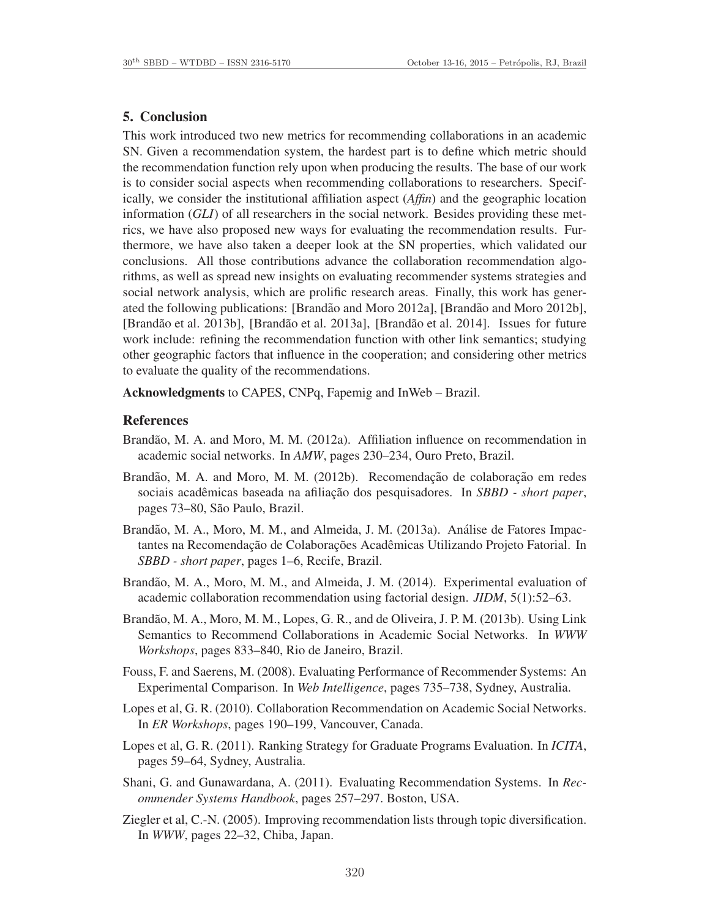## 5. Conclusion

This work introduced two new metrics for recommending collaborations in an academic SN. Given a recommendation system, the hardest part is to define which metric should the recommendation function rely upon when producing the results. The base of our work is to consider social aspects when recommending collaborations to researchers. Specifically, we consider the institutional affiliation aspect (*Affin*) and the geographic location information (*GLI*) of all researchers in the social network. Besides providing these metrics, we have also proposed new ways for evaluating the recommendation results. Furthermore, we have also taken a deeper look at the SN properties, which validated our conclusions. All those contributions advance the collaboration recommendation algorithms, as well as spread new insights on evaluating recommender systems strategies and social network analysis, which are prolific research areas. Finally, this work has generated the following publications: [Brandão and Moro 2012a], [Brandão and Moro 2012b], [Brandão et al. 2013b], [Brandão et al. 2013a], [Brandão et al. 2014]. Issues for future work include: refining the recommendation function with other link semantics; studying other geographic factors that influence in the cooperation; and considering other metrics to evaluate the quality of the recommendations.

**Acknowledgments** to CAPES, CNPq, Fapemig and InWeb – Brazil.

## References

Brandão, M. A. and Moro, M. M. (2012a). Affiliation influence on recommendation in academic social networks. In *AMW*, pages 230–234, Ouro Preto, Brazil.

Brandão, M. A. and Moro, M. M. (2012b). Recomendação de colaboração em redes sociais acadêmicas baseada na afiliação dos pesquisadores. In *SBBD - short paper*, pages 73–80, São Paulo, Brazil.

Brandão, M. A., Moro, M. M., and Almeida, J. M. (2013a). Análise de Fatores Impactantes na Recomendação de Colaborações Acadêmicas Utilizando Projeto Fatorial. In *SBBD - short paper*, pages 1–6, Recife, Brazil.

Brandão, M. A., Moro, M. M., and Almeida, J. M. (2014). Experimental evaluation of academic collaboration recommendation using factorial design. *JIDM*, 5(1):52–63.

Brandão, M. A., Moro, M. M., Lopes, G. R., and de Oliveira, J. P. M. (2013b). Using Link Semantics to Recommend Collaborations in Academic Social Networks. In *WWW Workshops*, pages 833–840, Rio de Janeiro, Brazil.

Fouss, F. and Saerens, M. (2008). Evaluating Performance of Recommender Systems: An Experimental Comparison. In *Web Intelligence*, pages 735–738, Sydney, Australia.

Lopes et al, G. R. (2010). Collaboration Recommendation on Academic Social Networks. In *ER Workshops*, pages 190–199, Vancouver, Canada.

Lopes et al, G. R. (2011). Ranking Strategy for Graduate Programs Evaluation. In *ICITA*, pages 59–64, Sydney, Australia.

Shani, G. and Gunawardana, A. (2011). Evaluating Recommendation Systems. In *Recommender Systems Handbook*, pages 257–297. Boston, USA.

Ziegler et al, C.-N. (2005). Improving recommendation lists through topic diversification. In *WWW*, pages 22–32, Chiba, Japan.